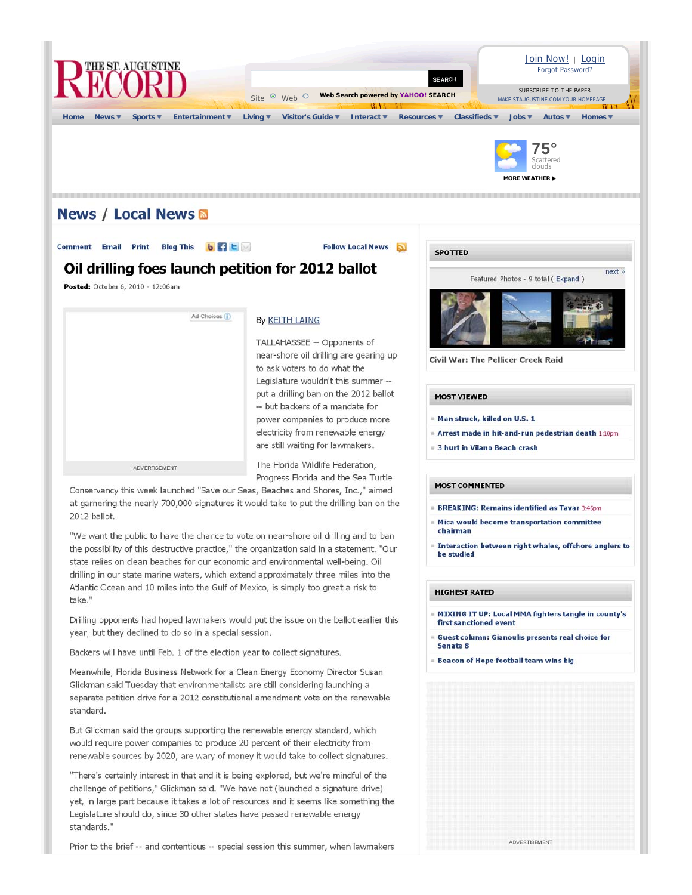# News / Local News

Comment Email Print Blog This

Follow Local News

## Oil drilling foes launch petition for 2012 ballot

**Posted:** October 6, 2010 - 12:06am

By KEITH LAING

TALLAHASSEE -- Opponents of near-shore oil drilling are gearing up to ask voters to do what the Legislature wouldn't this summer -- put a drilling ban on the 2012 ballot -- but backers of a mandate for power companies to produce more electricity from renewable energy are still waiting for lawmakers.

The Florida Wildlife Federation, Progress Florida and the Sea Turtle Conservancy this week launched "Save our Seas, Beaches and Shores, Inc.," aimed at garnering the nearly 700,000 signatures it would take to put the drilling ban on the 2012 ballot.

"We want the public to have the chance to vote on near-shore oil drilling and to ban the possibility of this destructive practice," the organization said in a statement. "Our state relies on clean beaches for our economic and environmental well-being. Oil drilling in our state marine waters, which extend approximately three miles into the Atlantic Ocean and 10 miles into the Gulf of Mexico, is simply too great a risk to take."

Drilling opponents had hoped lawmakers would put the issue on the ballot earlier this year, but they declined to do so in a special session.

Backers will have until Feb. 1 of the election year to collect signatures.

Meanwhile, Florida Business Network for a Clean Energy Economy Director Susan Glickman said Tuesday that environmentalists are still considering launching a separate petition drive for a 2012 constitutional amendment vote on the renewable standard.

But Glickman said the groups supporting the renewable energy standard, which would require power companies to produce 20 percent of their electricity from renewable sources by 2020, are wary of money it would take to collect signatures.

"There's certainly interest in that and it is being explored, but we're mindful of the challenge of petitions," Glickman said. "We have not (launched a signature drive) yet, in large part because it takes a lot of resources and it seems like something the Legislature should do, since 30 other states have passed renewable energy standards."

Prior to the brief -- and contentious -- special session this summer, when lawmakers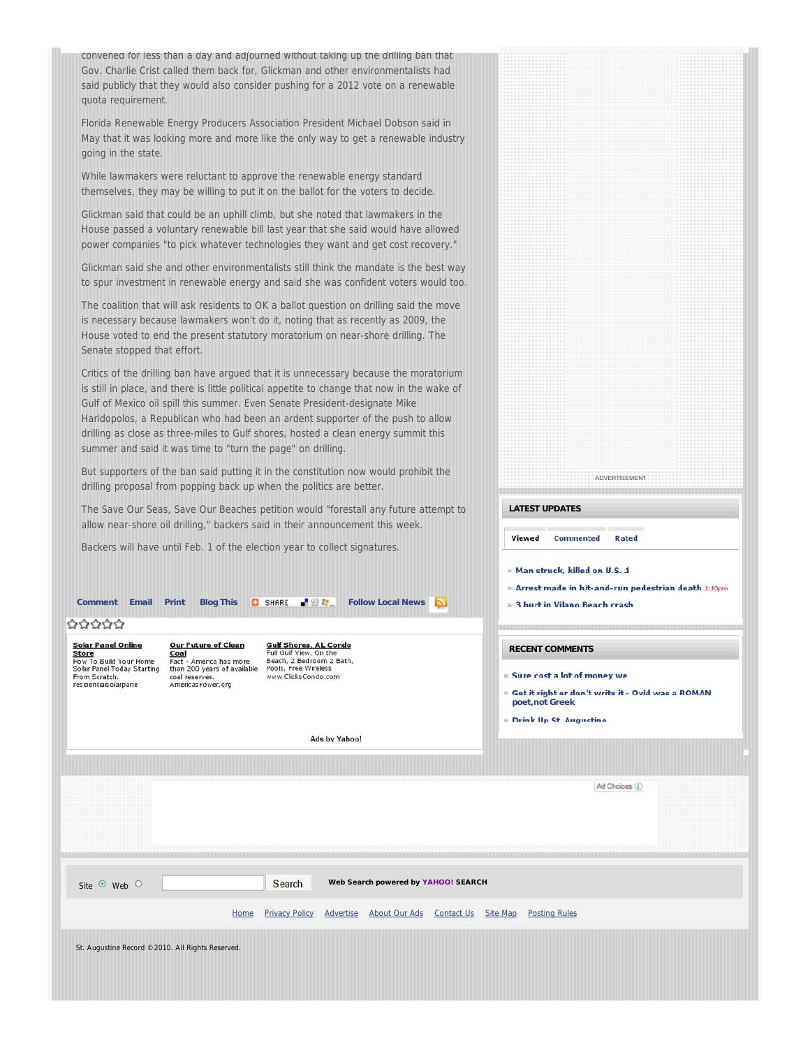convened for less than a day and adjourned without taking up the drilling ban that Gov. Charlie Crist called them back for, Glickman and other environmentalists had said publicly that they would also consider pushing for a 2012 vote on a renewable quota requirement.

Florida Renewable Energy Producers Association President Michael Dobson said in May that it was looking more and more like the only way to get a renewable industry going in the state.

While lawmakers were reluctant to approve the renewable energy standard themselves, they may be willing to put it on the ballot for the voters to decide.

Glickman said that could be an uphill climb, but she noted that lawmakers in the House passed a voluntary renewable bill last year that she said would have allowed power companies "to pick whatever technologies they want and get cost recovery."

Glickman said she and other environmentalists still think the mandate is the best way to spur investment in renewable energy and said she was confident voters would too.

The coalition that will ask residents to OK a ballot question on drilling said the move is necessary because lawmakers won't do it, noting that as recently as 2009, the House voted to end the present statutory moratorium on near-shore drilling. The Senate stopped that effort.

Critics of the drilling ban have argued that it is unnecessary because the moratorium is still in place, and there is little political appetite to change that now in the wake of Gulf of Mexico oil spill this summer. Even Senate President-designate Mike Haridopolos, a Republican who had been an ardent supporter of the push to allow drilling as close as three-miles to Gulf shores, hosted a clean energy summit this summer and said it was time to "turn the page" on drilling.

But supporters of the ban said putting it in the constitution now would prohibit the drilling proposal from popping back up when the politics are better.

The Save Our Seas, Save Our Beaches petition would "forestall any future attempt to allow near-shore oil drilling," backers said in their announcement this week.

Backers will have until Feb. 1 of the election year to collect signatures.

Comment Email Print Blog This SHARE Follow Local News

**Solar Panel Online Store**
How To Build Your Home Solar Panel Today Starting From Scratch.
residentialsolarpane

**Our Future of Clean Coal**
Fact - America has more than 200 years of available coal reserves.
AmericasPower.org

**Gulf Shores, AL Condo**
Full Gulf View, On the Beach, 2 Bedroom 2 Bath, Pools, Free Wireless
www.ClicksCondo.com

Ads by Yahoo!

ADVERTISEMENT

## LATEST UPDATES

Viewed Commented Rated

- Man struck, killed on U.S. 1
- Arrest made in hit-and-run pedestrian death 1:10pm
- 3 hurt in Vilano Beach crash

## RECENT COMMENTS

- Sure cost a lot of money we
- Get it right or don't write it - Ovid was a ROMAN poet,not Greek
- Drink Up St. Augustine

Ad Choices

Site Web Search

Web Search powered by YAHOO! SEARCH

Home Privacy Policy Advertise About Our Ads Contact Us Site Map Posting Rules

St. Augustine Record ©2010. All Rights Reserved.